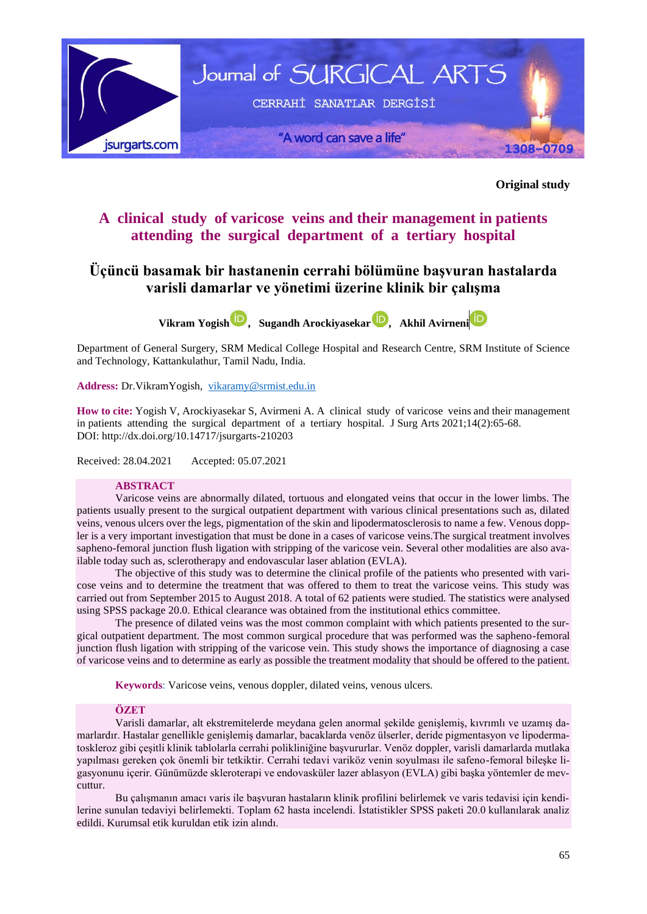Original study

# A clinical study of varicose veins and their management in patients attending the surgical department of a tertiary hospital

## Üçüncü basamak bir hastanenin cerrahi bölümüne başvuran hastalarda varisli damarlar ve yönetimi üzerine klinik bir çalışma

**Vikram Yogish, Sugandh Arockiyasekar, Akhil Avirneni**

Department of General Surgery, SRM Medical College Hospital and Research Centre, SRM Institute of Science and Technology, Kattankulathur, Tamil Nadu, India.

**Address:** Dr.VikramYogish, vikaramy@srmist.edu.in

**How to cite:** Yogish V, Arockiyasekar S, Avirmeni A. A clinical study of varicose veins and their management in patients attending the surgical department of a tertiary hospital. J Surg Arts 2021;14(2):65-68. DOI: http://dx.doi.org/10.14717/jsurgarts-210203

Received: 28.04.2021 Accepted: 05.07.2021

### ABSTRACT

Varicose veins are abnormally dilated, tortuous and elongated veins that occur in the lower limbs. The patients usually present to the surgical outpatient department with various clinical presentations such as, dilated veins, venous ulcers over the legs, pigmentation of the skin and lipodermatosclerosis to name a few. Venous doppler is a very important investigation that must be done in a cases of varicose veins.The surgical treatment involves sapheno-femoral junction flush ligation with stripping of the varicose vein. Several other modalities are also available today such as, sclerotherapy and endovascular laser ablation (EVLA).

The objective of this study was to determine the clinical profile of the patients who presented with varicose veins and to determine the treatment that was offered to them to treat the varicose veins. This study was carried out from September 2015 to August 2018. A total of 62 patients were studied. The statistics were analysed using SPSS package 20.0. Ethical clearance was obtained from the institutional ethics committee.

The presence of dilated veins was the most common complaint with which patients presented to the surgical outpatient department. The most common surgical procedure that was performed was the sapheno-femoral junction flush ligation with stripping of the varicose vein. This study shows the importance of diagnosing a case of varicose veins and to determine as early as possible the treatment modality that should be offered to the patient.

**Keywords**: Varicose veins, venous doppler, dilated veins, venous ulcers.

### ÖZET

Varisli damarlar, alt ekstremitelerde meydana gelen anormal şekilde genişlemiş, kıvrımlı ve uzamış damarlardır. Hastalar genellikle genişlemiş damarlar, bacaklarda venöz ülserler, deride pigmentasyon ve lipodermatoskleroz gibi çeşitli klinik tablolarla cerrahi polikliniğine başvururlar. Venöz doppler, varisli damarlarda mutlaka yapılması gereken çok önemli bir tetkiktir. Cerrahi tedavi variköz venin soyulması ile safeno-femoral bileşke ligasyonunu içerir. Günümüzde skleroterapi ve endovasküler lazer ablasyon (EVLA) gibi başka yöntemler de mevcuttur.

Bu çalışmanın amacı varis ile başvuran hastaların klinik profilini belirlemek ve varis tedavisi için kendilerine sunulan tedaviyi belirlemekti. Toplam 62 hasta incelendi. İstatistikler SPSS paketi 20.0 kullanılarak analiz edildi. Kurumsal etik kuruldan etik izin alındı.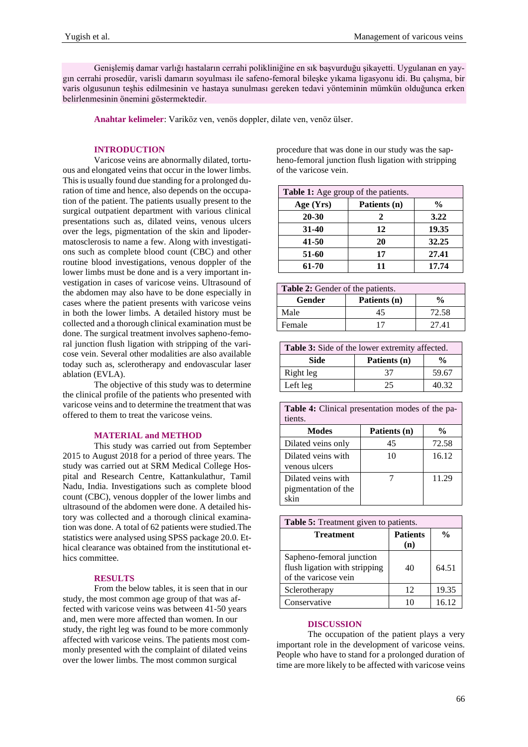Genişlemiş damar varlığı hastaların cerrahi polikliniğine en sık başvurduğu şikayetti. Uygulanan en yaygın cerrahi prosedür, varisli damarın soyulması ile safeno-femoral bileşke yıkama ligasyonu idi. Bu çalışma, bir varis olgusunun teşhis edilmesinin ve hastaya sunulması gereken tedavi yönteminin mümkün olduğunca erken belirlenmesinin önemini göstermektedir.

**Anahtar kelimeler**: Variköz ven, venös doppler, dilate ven, venöz ülser.

## INTRODUCTION

Varicose veins are abnormally dilated, tortuous and elongated veins that occur in the lower limbs. This is usually found due standing for a prolonged duration of time and hence, also depends on the occupation of the patient. The patients usually present to the surgical outpatient department with various clinical presentations such as, dilated veins, venous ulcers over the legs, pigmentation of the skin and lipodermatosclerosis to name a few. Along with investigations such as complete blood count (CBC) and other routine blood investigations, venous doppler of the lower limbs must be done and is a very important investigation in cases of varicose veins. Ultrasound of the abdomen may also have to be done especially in cases where the patient presents with varicose veins in both the lower limbs. A detailed history must be collected and a thorough clinical examination must be done. The surgical treatment involves sapheno-femoral junction flush ligation with stripping of the varicose vein. Several other modalities are also available today such as, sclerotherapy and endovascular laser ablation (EVLA).

The objective of this study was to determine the clinical profile of the patients who presented with varicose veins and to determine the treatment that was offered to them to treat the varicose veins.

## MATERIAL and METHOD

This study was carried out from September 2015 to August 2018 for a period of three years. The study was carried out at SRM Medical College Hospital and Research Centre, Kattankulathur, Tamil Nadu, India. Investigations such as complete blood count (CBC), venous doppler of the lower limbs and ultrasound of the abdomen were done. A detailed history was collected and a thorough clinical examination was done. A total of 62 patients were studied.The statistics were analysed using SPSS package 20.0. Ethical clearance was obtained from the institutional ethics committee.

## RESULTS

From the below tables, it is seen that in our study, the most common age group of that was affected with varicose veins was between 41-50 years and, men were more affected than women. In our study, the right leg was found to be more commonly affected with varicose veins. The patients commonly presented with the complaint of dilated veins over the lower limbs. The most common surgical procedure that was done in our study was the sapheno-femoral junction flush ligation with stripping of the varicose vein.

**Table 1:** Age group of the patients.

| Age (Yrs) | Patients (n) | % |
|---|---|---|
| **20-30** | **2** | **3.22** |
| **31-40** | **12** | **19.35** |
| **41-50** | **20** | **32.25** |
| **51-60** | **17** | **27.41** |
| **61-70** | **11** | **17.74** |

**Table 2:** Gender of the patients.

| Gender | Patients (n) | % |
|---|---|---|
| Male | 45 | 72.58 |
| Female | 17 | 27.41 |

**Table 3:** Side of the lower extremity affected.

| Side | Patients (n) | % |
|---|---|---|
| Right leg | 37 | 59.67 |
| Left leg | 25 | 40.32 |

**Table 4:** Clinical presentation modes of the patients.

| Modes | Patients (n) | % |
|---|---|---|
| Dilated veins only | 45 | 72.58 |
| Dilated veins with venous ulcers | 10 | 16.12 |
| Dilated veins with pigmentation of the skin | 7 | 11.29 |

**Table 5:** Treatment given to patients.

| Treatment | Patients (n) | % |
|---|---|---|
| Sapheno-femoral junction flush ligation with stripping of the varicose vein | 40 | 64.51 |
| Sclerotherapy | 12 | 19.35 |
| Conservative | 10 | 16.12 |

## DISCUSSION

The occupation of the patient plays a very important role in the development of varicose veins. People who have to stand for a prolonged duration of time are more likely to be affected with varicose veins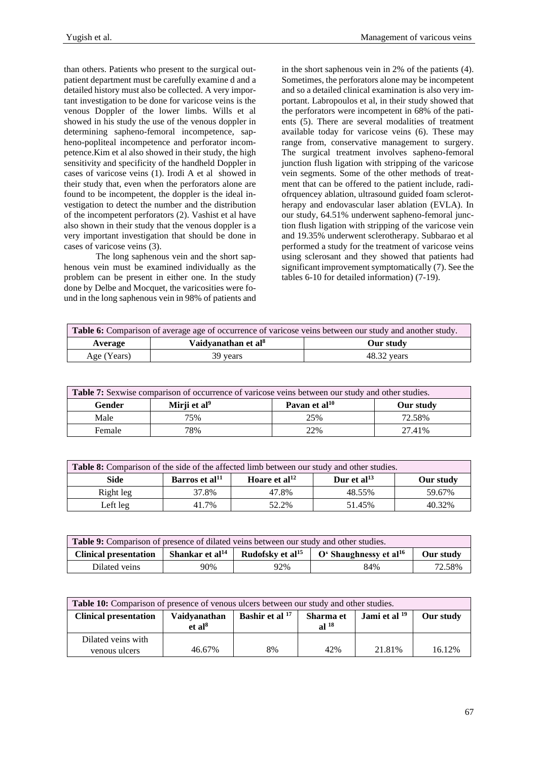than others. Patients who present to the surgical outpatient department must be carefully examine d and a detailed history must also be collected. A very important investigation to be done for varicose veins is the venous Doppler of the lower limbs. Wills et al showed in his study the use of the venous doppler in determining sapheno-femoral incompetence, sapheno-popliteal incompetence and perforator incompetence.Kim et al also showed in their study, the high sensitivity and specificity of the handheld Doppler in cases of varicose veins (1). Irodi A et al showed in their study that, even when the perforators alone are found to be incompetent, the doppler is the ideal investigation to detect the number and the distribution of the incompetent perforators (2). Vashist et al have also shown in their study that the venous doppler is a very important investigation that should be done in cases of varicose veins (3).

The long saphenous vein and the short saphenous vein must be examined individually as the problem can be present in either one. In the study done by Delbe and Mocquet, the varicosities were found in the long saphenous vein in 98% of patients and in the short saphenous vein in 2% of the patients (4). Sometimes, the perforators alone may be incompetent and so a detailed clinical examination is also very important. Labropoulos et al, in their study showed that the perforators were incompetent in 68% of the patients (5). There are several modalities of treatment available today for varicose veins (6). These may range from, conservative management to surgery. The surgical treatment involves sapheno-femoral junction flush ligation with stripping of the varicose vein segments. Some of the other methods of treatment that can be offered to the patient include, radiofrquencey ablation, ultrasound guided foam sclerotherapy and endovascular laser ablation (EVLA). In our study, 64.51% underwent sapheno-femoral junction flush ligation with stripping of the varicose vein and 19.35% underwent sclerotherapy. Subbarao et al performed a study for the treatment of varicose veins using sclerosant and they showed that patients had significant improvement symptomatically (7). See the tables 6-10 for detailed information) (7-19).

**Table 6:** Comparison of average age of occurrence of varicose veins between our study and another study.

| Average | Vaidyanathan et al[8] | Our study |
|---|---|---|
| Age (Years) | 39 years | 48.32 years |

**Table 7:** Sexwise comparison of occurrence of varicose veins between our study and other studies.

| Gender | Mirji et al[9] | Pavan et al[10] | Our study |
|---|---|---|---|
| Male | 75% | 25% | 72.58% |
| Female | 78% | 22% | 27.41% |

**Table 8:** Comparison of the side of the affected limb between our study and other studies.

| Side | Barros et al[11] | Hoare et al[12] | Dur et al[13] | Our study |
|---|---|---|---|---|
| Right leg | 37.8% | 47.8% | 48.55% | 59.67% |
| Left leg | 41.7% | 52.2% | 51.45% | 40.32% |

**Table 9:** Comparison of presence of dilated veins between our study and other studies.

| Clinical presentation | Shankar et al[14] | Rudofsky et al[15] | O' Shaughnessy et al[16] | Our study |
|---|---|---|---|---|
| Dilated veins | 90% | 92% | 84% | 72.58% |

**Table 10:** Comparison of presence of venous ulcers between our study and other studies.

| Clinical presentation | Vaidyanathan et al[8] | Bashir et al [17] | Sharma et al [18] | Jami et al [19] | Our study |
|---|---|---|---|---|---|
| Dilated veins with venous ulcers | 46.67% | 8% | 42% | 21.81% | 16.12% |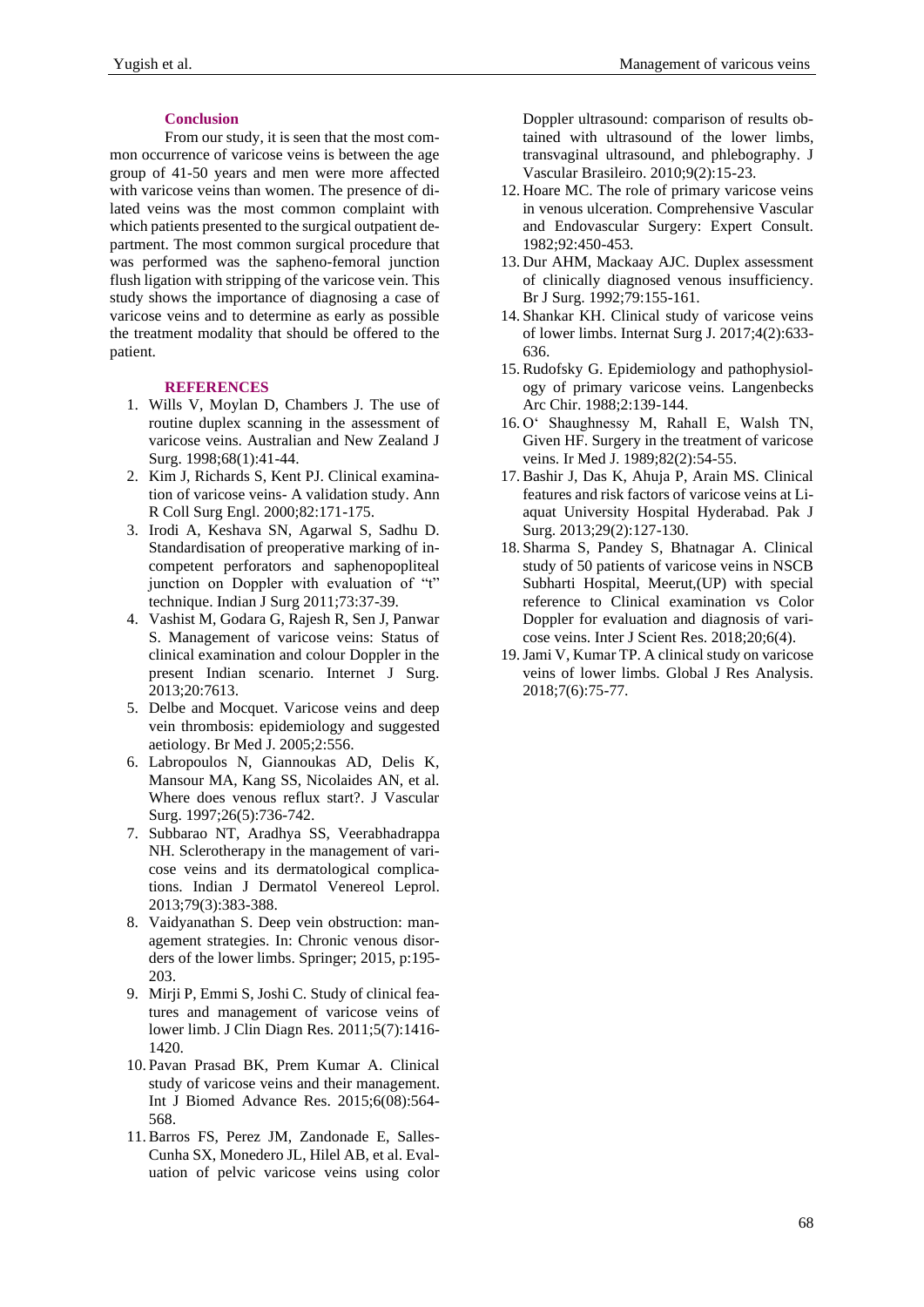## Conclusion

From our study, it is seen that the most common occurrence of varicose veins is between the age group of 41-50 years and men were more affected with varicose veins than women. The presence of dilated veins was the most common complaint with which patients presented to the surgical outpatient department. The most common surgical procedure that was performed was the sapheno-femoral junction flush ligation with stripping of the varicose vein. This study shows the importance of diagnosing a case of varicose veins and to determine as early as possible the treatment modality that should be offered to the patient.

## REFERENCES

1. Wills V, Moylan D, Chambers J. The use of routine duplex scanning in the assessment of varicose veins. Australian and New Zealand J Surg. 1998;68(1):41-44.
2. Kim J, Richards S, Kent PJ. Clinical examination of varicose veins- A validation study. Ann R Coll Surg Engl. 2000;82:171-175.
3. Irodi A, Keshava SN, Agarwal S, Sadhu D. Standardisation of preoperative marking of incompetent perforators and saphenopopliteal junction on Doppler with evaluation of "t" technique. Indian J Surg 2011;73:37-39.
4. Vashist M, Godara G, Rajesh R, Sen J, Panwar S. Management of varicose veins: Status of clinical examination and colour Doppler in the present Indian scenario. Internet J Surg. 2013;20:7613.
5. Delbe and Mocquet. Varicose veins and deep vein thrombosis: epidemiology and suggested aetiology. Br Med J. 2005;2:556.
6. Labropoulos N, Giannoukas AD, Delis K, Mansour MA, Kang SS, Nicolaides AN, et al. Where does venous reflux start?. J Vascular Surg. 1997;26(5):736-742.
7. Subbarao NT, Aradhya SS, Veerabhadrappa NH. Sclerotherapy in the management of varicose veins and its dermatological complications. Indian J Dermatol Venereol Leprol. 2013;79(3):383-388.
8. Vaidyanathan S. Deep vein obstruction: management strategies. In: Chronic venous disorders of the lower limbs. Springer; 2015, p:195-203.
9. Mirji P, Emmi S, Joshi C. Study of clinical features and management of varicose veins of lower limb. J Clin Diagn Res. 2011;5(7):1416-1420.
10. Pavan Prasad BK, Prem Kumar A. Clinical study of varicose veins and their management. Int J Biomed Advance Res. 2015;6(08):564-568.
11. Barros FS, Perez JM, Zandonade E, Salles-Cunha SX, Monedero JL, Hilel AB, et al. Evaluation of pelvic varicose veins using color Doppler ultrasound: comparison of results obtained with ultrasound of the lower limbs, transvaginal ultrasound, and phlebography. J Vascular Brasileiro. 2010;9(2):15-23.
12. Hoare MC. The role of primary varicose veins in venous ulceration. Comprehensive Vascular and Endovascular Surgery: Expert Consult. 1982;92:450-453.
13. Dur AHM, Mackaay AJC. Duplex assessment of clinically diagnosed venous insufficiency. Br J Surg. 1992;79:155-161.
14. Shankar KH. Clinical study of varicose veins of lower limbs. Internat Surg J. 2017;4(2):633-636.
15. Rudofsky G. Epidemiology and pathophysiology of primary varicose veins. Langenbecks Arc Chir. 1988;2:139-144.
16. O' Shaughnessy M, Rahall E, Walsh TN, Given HF. Surgery in the treatment of varicose veins. Ir Med J. 1989;82(2):54-55.
17. Bashir J, Das K, Ahuja P, Arain MS. Clinical features and risk factors of varicose veins at Liaquat University Hospital Hyderabad. Pak J Surg. 2013;29(2):127-130.
18. Sharma S, Pandey S, Bhatnagar A. Clinical study of 50 patients of varicose veins in NSCB Subharti Hospital, Meerut,(UP) with special reference to Clinical examination vs Color Doppler for evaluation and diagnosis of varicose veins. Inter J Scient Res. 2018;20;6(4).
19. Jami V, Kumar TP. A clinical study on varicose veins of lower limbs. Global J Res Analysis. 2018;7(6):75-77.